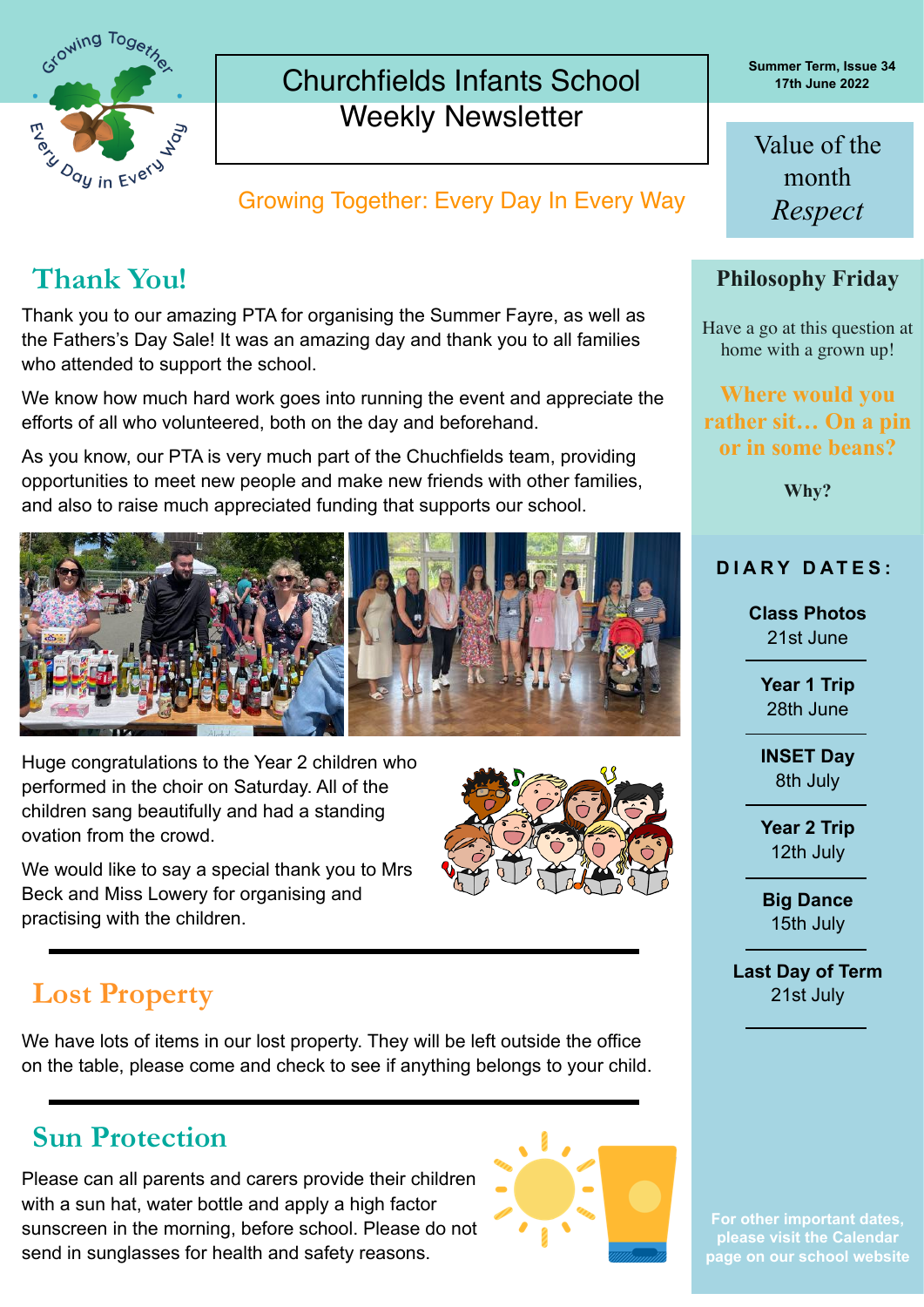# Churchfields Infants School
## Weekly Newsletter

Growing Together: Every Day In Every Way

Summer Term, Issue 34
17th June 2022

**Value of the month**
*Respect*

## Thank You!

Thank you to our amazing PTA for organising the Summer Fayre, as well as the Fathers's Day Sale! It was an amazing day and thank you to all families who attended to support the school.

We know how much hard work goes into running the event and appreciate the efforts of all who volunteered, both on the day and beforehand.

As you know, our PTA is very much part of the Chuchfields team, providing opportunities to meet new people and make new friends with other families, and also to raise much appreciated funding that supports our school.

Huge congratulations to the Year 2 children who performed in the choir on Saturday. All of the children sang beautifully and had a standing ovation from the crowd.

We would like to say a special thank you to Mrs Beck and Miss Lowery for organising and practising with the children.

## Lost Property

We have lots of items in our lost property. They will be left outside the office on the table, please come and check to see if anything belongs to your child.

## Sun Protection

Please can all parents and carers provide their children with a sun hat, water bottle and apply a high factor sunscreen in the morning, before school. Please do not send in sunglasses for health and safety reasons.

## Philosophy Friday

Have a go at this question at home with a grown up!

**Where would you rather sit… On a pin or in some beans?**

**Why?**

## DIARY DATES:

**Class Photos**
21st June

**Year 1 Trip**
28th June

**INSET Day**
8th July

**Year 2 Trip**
12th July

**Big Dance**
15th July

**Last Day of Term**
21st July

**For other important dates, please visit the Calendar page on our school website**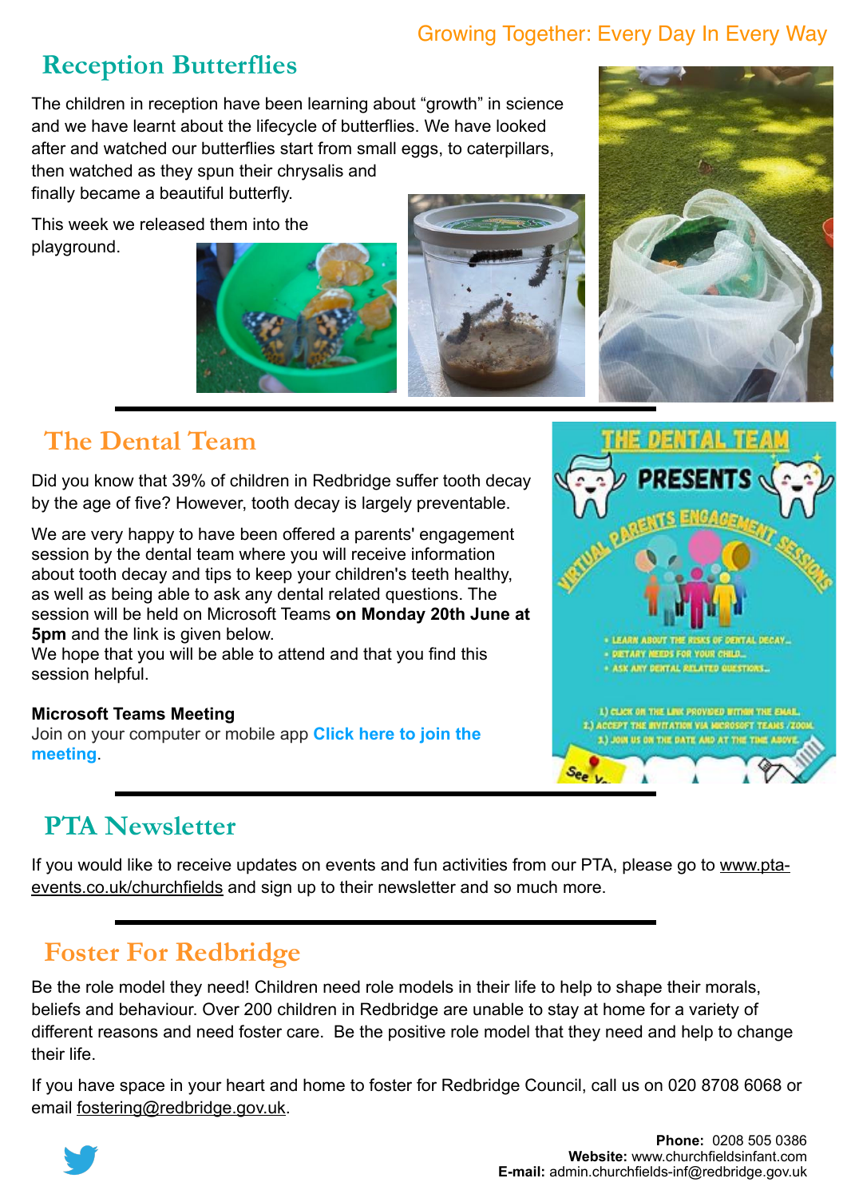## Reception Butterflies

The children in reception have been learning about "growth" in science and we have learnt about the lifecycle of butterflies. We have looked after and watched our butterflies start from small eggs, to caterpillars, then watched as they spun their chrysalis and finally became a beautiful butterfly.

This week we released them into the playground.

## The Dental Team

Did you know that 39% of children in Redbridge suffer tooth decay by the age of five? However, tooth decay is largely preventable.

We are very happy to have been offered a parents' engagement session by the dental team where you will receive information about tooth decay and tips to keep your children's teeth healthy, as well as being able to ask any dental related questions. The session will be held on Microsoft Teams **on Monday 20th June at 5pm** and the link is given below.
We hope that you will be able to attend and that you find this session helpful.

**Microsoft Teams Meeting**
Join on your computer or mobile app **Click here to join the meeting**.

## PTA Newsletter

If you would like to receive updates on events and fun activities from our PTA, please go to www.pta-events.co.uk/churchfields and sign up to their newsletter and so much more.

## Foster For Redbridge

Be the role model they need! Children need role models in their life to help to shape their morals, beliefs and behaviour. Over 200 children in Redbridge are unable to stay at home for a variety of different reasons and need foster care. Be the positive role model that they need and help to change their life.

If you have space in your heart and home to foster for Redbridge Council, call us on 020 8708 6068 or email fostering@redbridge.gov.uk.

**Phone:** 0208 505 0386
**Website:** www.churchfieldsinfant.com
**E-mail:** admin.churchfields-inf@redbridge.gov.uk